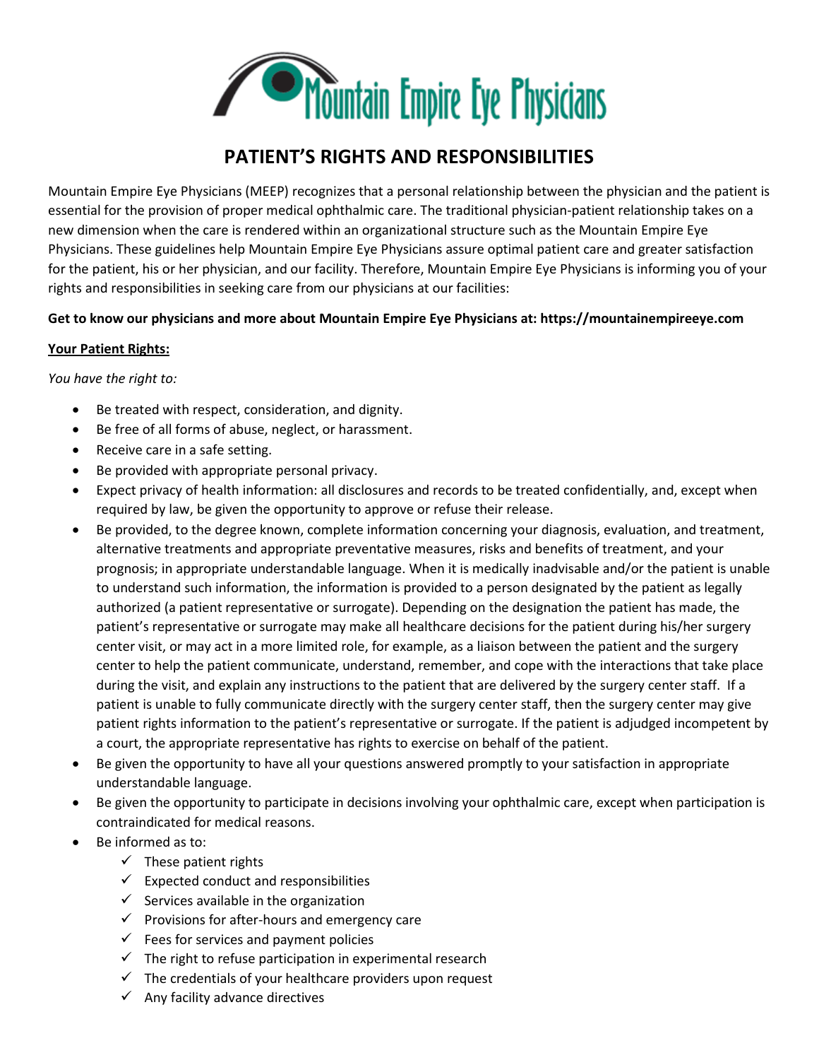Mountain Empire Eye Physicians

# PATIENT'S RIGHTS AND RESPONSIBILITIES

Mountain Empire Eye Physicians (MEEP) recognizes that a personal relationship between the physician and the patient is essential for the provision of proper medical ophthalmic care. The traditional physician-patient relationship takes on a new dimension when the care is rendered within an organizational structure such as the Mountain Empire Eye Physicians. These guidelines help Mountain Empire Eye Physicians assure optimal patient care and greater satisfaction for the patient, his or her physician, and our facility. Therefore, Mountain Empire Eye Physicians is informing you of your rights and responsibilities in seeking care from our physicians at our facilities:

**Get to know our physicians and more about Mountain Empire Eye Physicians at: https://mountainempireeye.com**

**Your Patient Rights:**

*You have the right to:*

- Be treated with respect, consideration, and dignity.
- Be free of all forms of abuse, neglect, or harassment.
- Receive care in a safe setting.
- Be provided with appropriate personal privacy.
- Expect privacy of health information: all disclosures and records to be treated confidentially, and, except when required by law, be given the opportunity to approve or refuse their release.
- Be provided, to the degree known, complete information concerning your diagnosis, evaluation, and treatment, alternative treatments and appropriate preventative measures, risks and benefits of treatment, and your prognosis; in appropriate understandable language. When it is medically inadvisable and/or the patient is unable to understand such information, the information is provided to a person designated by the patient as legally authorized (a patient representative or surrogate). Depending on the designation the patient has made, the patient's representative or surrogate may make all healthcare decisions for the patient during his/her surgery center visit, or may act in a more limited role, for example, as a liaison between the patient and the surgery center to help the patient communicate, understand, remember, and cope with the interactions that take place during the visit, and explain any instructions to the patient that are delivered by the surgery center staff. If a patient is unable to fully communicate directly with the surgery center staff, then the surgery center may give patient rights information to the patient's representative or surrogate. If the patient is adjudged incompetent by a court, the appropriate representative has rights to exercise on behalf of the patient.
- Be given the opportunity to have all your questions answered promptly to your satisfaction in appropriate understandable language.
- Be given the opportunity to participate in decisions involving your ophthalmic care, except when participation is contraindicated for medical reasons.
- Be informed as to:
  - ✓ These patient rights
  - ✓ Expected conduct and responsibilities
  - ✓ Services available in the organization
  - ✓ Provisions for after-hours and emergency care
  - ✓ Fees for services and payment policies
  - ✓ The right to refuse participation in experimental research
  - ✓ The credentials of your healthcare providers upon request
  - ✓ Any facility advance directives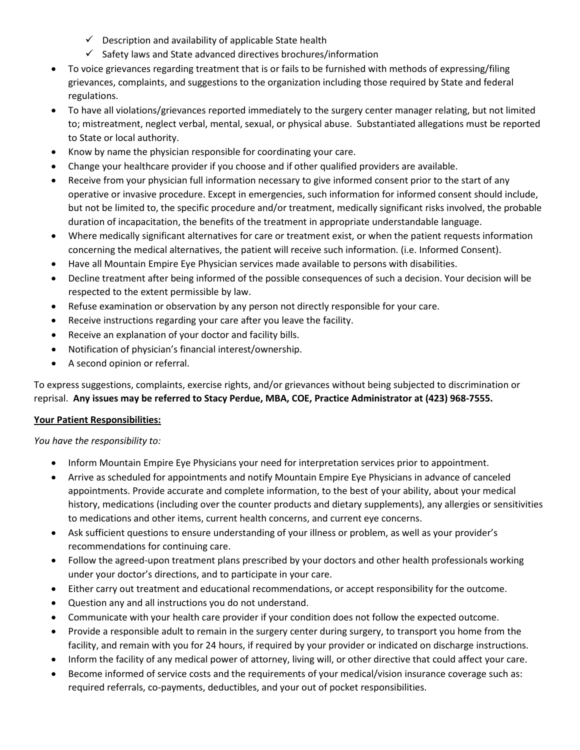- ✓ Description and availability of applicable State health
  - ✓ Safety laws and State advanced directives brochures/information
- To voice grievances regarding treatment that is or fails to be furnished with methods of expressing/filing grievances, complaints, and suggestions to the organization including those required by State and federal regulations.
- To have all violations/grievances reported immediately to the surgery center manager relating, but not limited to; mistreatment, neglect verbal, mental, sexual, or physical abuse. Substantiated allegations must be reported to State or local authority.
- Know by name the physician responsible for coordinating your care.
- Change your healthcare provider if you choose and if other qualified providers are available.
- Receive from your physician full information necessary to give informed consent prior to the start of any operative or invasive procedure. Except in emergencies, such information for informed consent should include, but not be limited to, the specific procedure and/or treatment, medically significant risks involved, the probable duration of incapacitation, the benefits of the treatment in appropriate understandable language.
- Where medically significant alternatives for care or treatment exist, or when the patient requests information concerning the medical alternatives, the patient will receive such information. (i.e. Informed Consent).
- Have all Mountain Empire Eye Physician services made available to persons with disabilities.
- Decline treatment after being informed of the possible consequences of such a decision. Your decision will be respected to the extent permissible by law.
- Refuse examination or observation by any person not directly responsible for your care.
- Receive instructions regarding your care after you leave the facility.
- Receive an explanation of your doctor and facility bills.
- Notification of physician's financial interest/ownership.
- A second opinion or referral.

To express suggestions, complaints, exercise rights, and/or grievances without being subjected to discrimination or reprisal. **Any issues may be referred to Stacy Perdue, MBA, COE, Practice Administrator at (423) 968-7555.**

**Your Patient Responsibilities:**

*You have the responsibility to:*

- Inform Mountain Empire Eye Physicians your need for interpretation services prior to appointment.
- Arrive as scheduled for appointments and notify Mountain Empire Eye Physicians in advance of canceled appointments. Provide accurate and complete information, to the best of your ability, about your medical history, medications (including over the counter products and dietary supplements), any allergies or sensitivities to medications and other items, current health concerns, and current eye concerns.
- Ask sufficient questions to ensure understanding of your illness or problem, as well as your provider's recommendations for continuing care.
- Follow the agreed-upon treatment plans prescribed by your doctors and other health professionals working under your doctor's directions, and to participate in your care.
- Either carry out treatment and educational recommendations, or accept responsibility for the outcome.
- Question any and all instructions you do not understand.
- Communicate with your health care provider if your condition does not follow the expected outcome.
- Provide a responsible adult to remain in the surgery center during surgery, to transport you home from the facility, and remain with you for 24 hours, if required by your provider or indicated on discharge instructions.
- Inform the facility of any medical power of attorney, living will, or other directive that could affect your care.
- Become informed of service costs and the requirements of your medical/vision insurance coverage such as: required referrals, co-payments, deductibles, and your out of pocket responsibilities.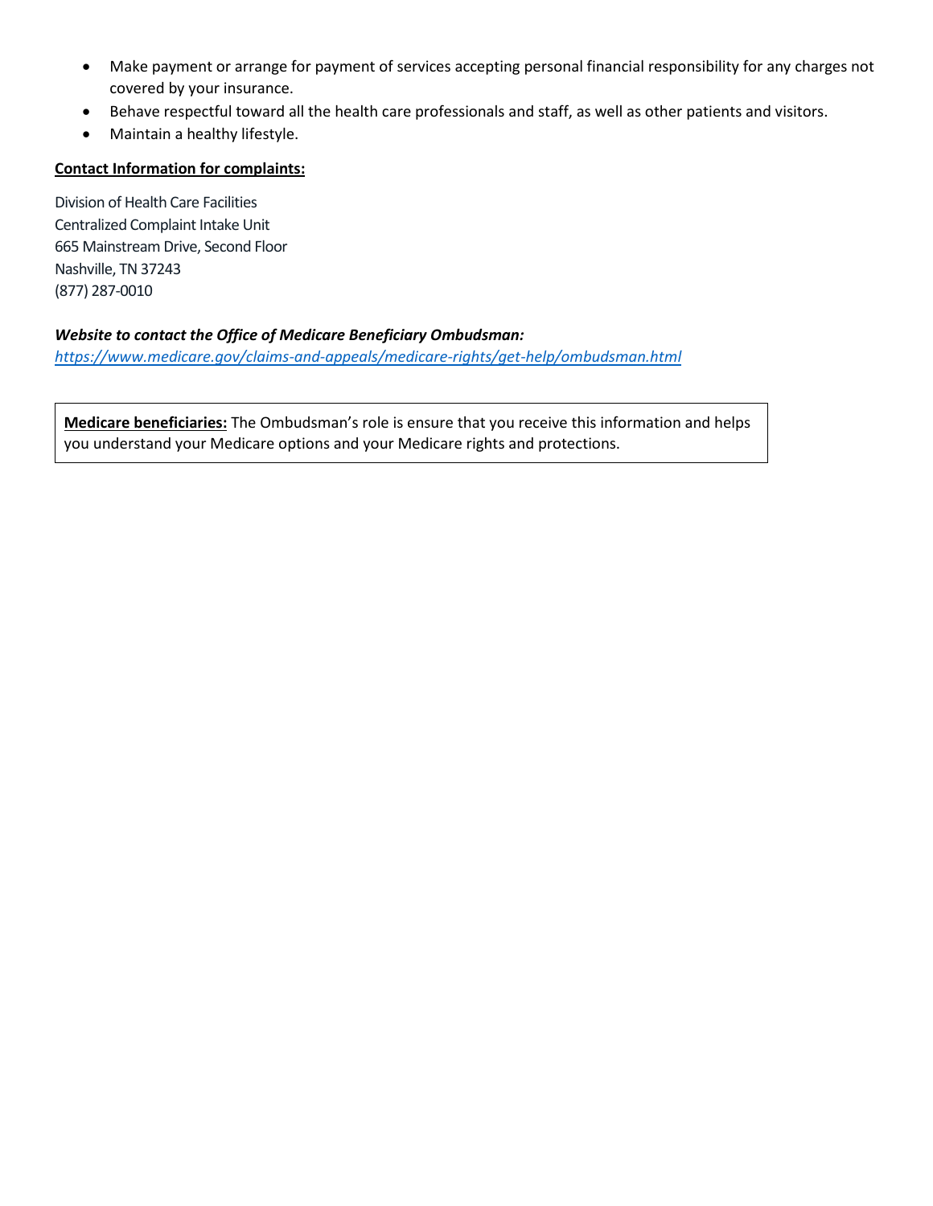- Make payment or arrange for payment of services accepting personal financial responsibility for any charges not covered by your insurance.
- Behave respectful toward all the health care professionals and staff, as well as other patients and visitors.
- Maintain a healthy lifestyle.

**Contact Information for complaints:**

Division of Health Care Facilities
Centralized Complaint Intake Unit
665 Mainstream Drive, Second Floor
Nashville, TN 37243
(877) 287-0010

***Website to contact the Office of Medicare Beneficiary Ombudsman:***
*https://www.medicare.gov/claims-and-appeals/medicare-rights/get-help/ombudsman.html*

**Medicare beneficiaries:** The Ombudsman's role is ensure that you receive this information and helps you understand your Medicare options and your Medicare rights and protections.